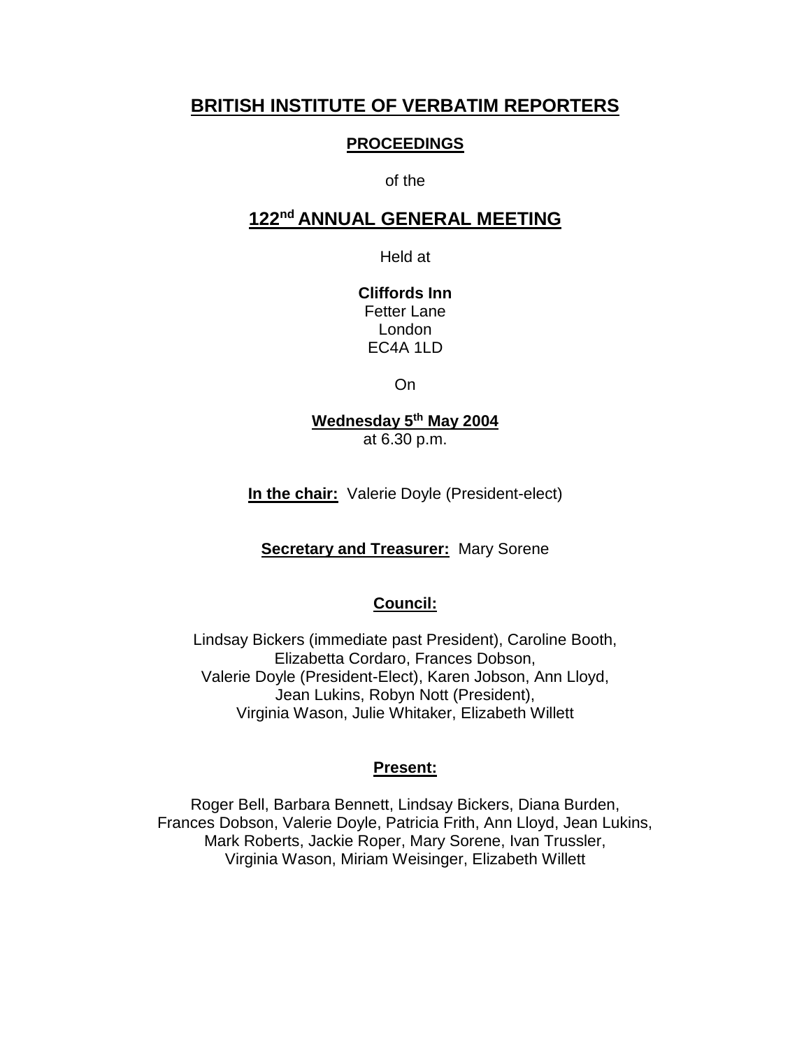# BRITISH INSTITUTE OF VERBATIM REPORTERS

## PROCEEDINGS

of the

## 122nd ANNUAL GENERAL MEETING

Held at

**Cliffords Inn**
Fetter Lane
London
EC4A 1LD

On

**Wednesday 5th May 2004**
at 6.30 p.m.

**In the chair:** Valerie Doyle (President-elect)

**Secretary and Treasurer:** Mary Sorene

**Council:**

Lindsay Bickers (immediate past President), Caroline Booth, Elizabetta Cordaro, Frances Dobson, Valerie Doyle (President-Elect), Karen Jobson, Ann Lloyd, Jean Lukins, Robyn Nott (President), Virginia Wason, Julie Whitaker, Elizabeth Willett

**Present:**

Roger Bell, Barbara Bennett, Lindsay Bickers, Diana Burden, Frances Dobson, Valerie Doyle, Patricia Frith, Ann Lloyd, Jean Lukins, Mark Roberts, Jackie Roper, Mary Sorene, Ivan Trussler, Virginia Wason, Miriam Weisinger, Elizabeth Willett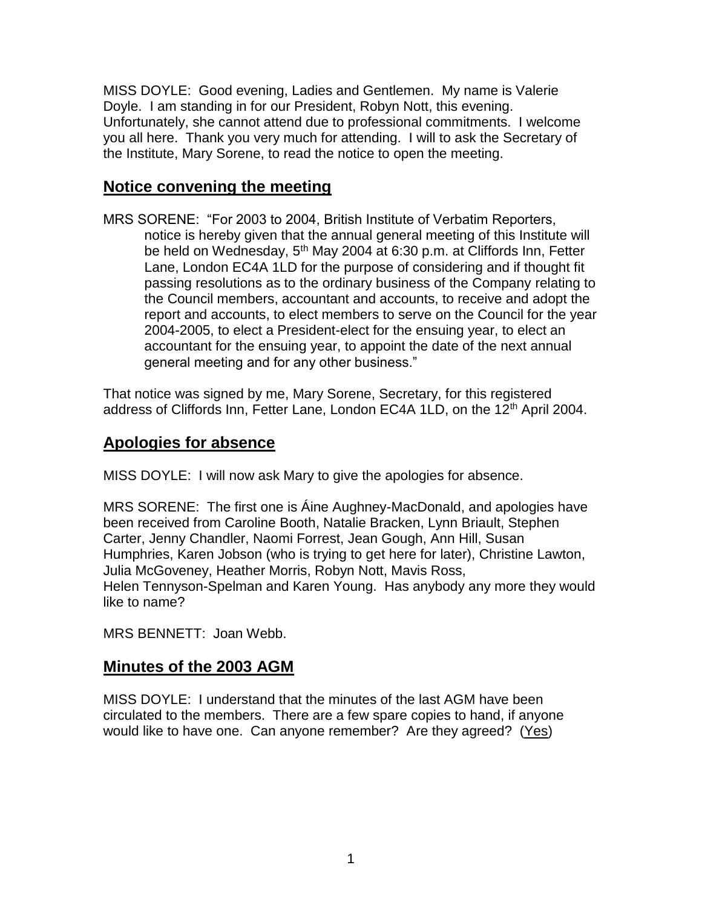MISS DOYLE: Good evening, Ladies and Gentlemen. My name is Valerie Doyle. I am standing in for our President, Robyn Nott, this evening. Unfortunately, she cannot attend due to professional commitments. I welcome you all here. Thank you very much for attending. I will to ask the Secretary of the Institute, Mary Sorene, to read the notice to open the meeting.

## Notice convening the meeting

MRS SORENE: "For 2003 to 2004, British Institute of Verbatim Reporters, notice is hereby given that the annual general meeting of this Institute will be held on Wednesday, 5th May 2004 at 6:30 p.m. at Cliffords Inn, Fetter Lane, London EC4A 1LD for the purpose of considering and if thought fit passing resolutions as to the ordinary business of the Company relating to the Council members, accountant and accounts, to receive and adopt the report and accounts, to elect members to serve on the Council for the year 2004-2005, to elect a President-elect for the ensuing year, to elect an accountant for the ensuing year, to appoint the date of the next annual general meeting and for any other business."

That notice was signed by me, Mary Sorene, Secretary, for this registered address of Cliffords Inn, Fetter Lane, London EC4A 1LD, on the 12th April 2004.

## Apologies for absence

MISS DOYLE: I will now ask Mary to give the apologies for absence.

MRS SORENE: The first one is Áine Aughney-MacDonald, and apologies have been received from Caroline Booth, Natalie Bracken, Lynn Briault, Stephen Carter, Jenny Chandler, Naomi Forrest, Jean Gough, Ann Hill, Susan Humphries, Karen Jobson (who is trying to get here for later), Christine Lawton, Julia McGoveney, Heather Morris, Robyn Nott, Mavis Ross, Helen Tennyson-Spelman and Karen Young. Has anybody any more they would like to name?

MRS BENNETT: Joan Webb.

## Minutes of the 2003 AGM

MISS DOYLE: I understand that the minutes of the last AGM have been circulated to the members. There are a few spare copies to hand, if anyone would like to have one. Can anyone remember? Are they agreed? (Yes)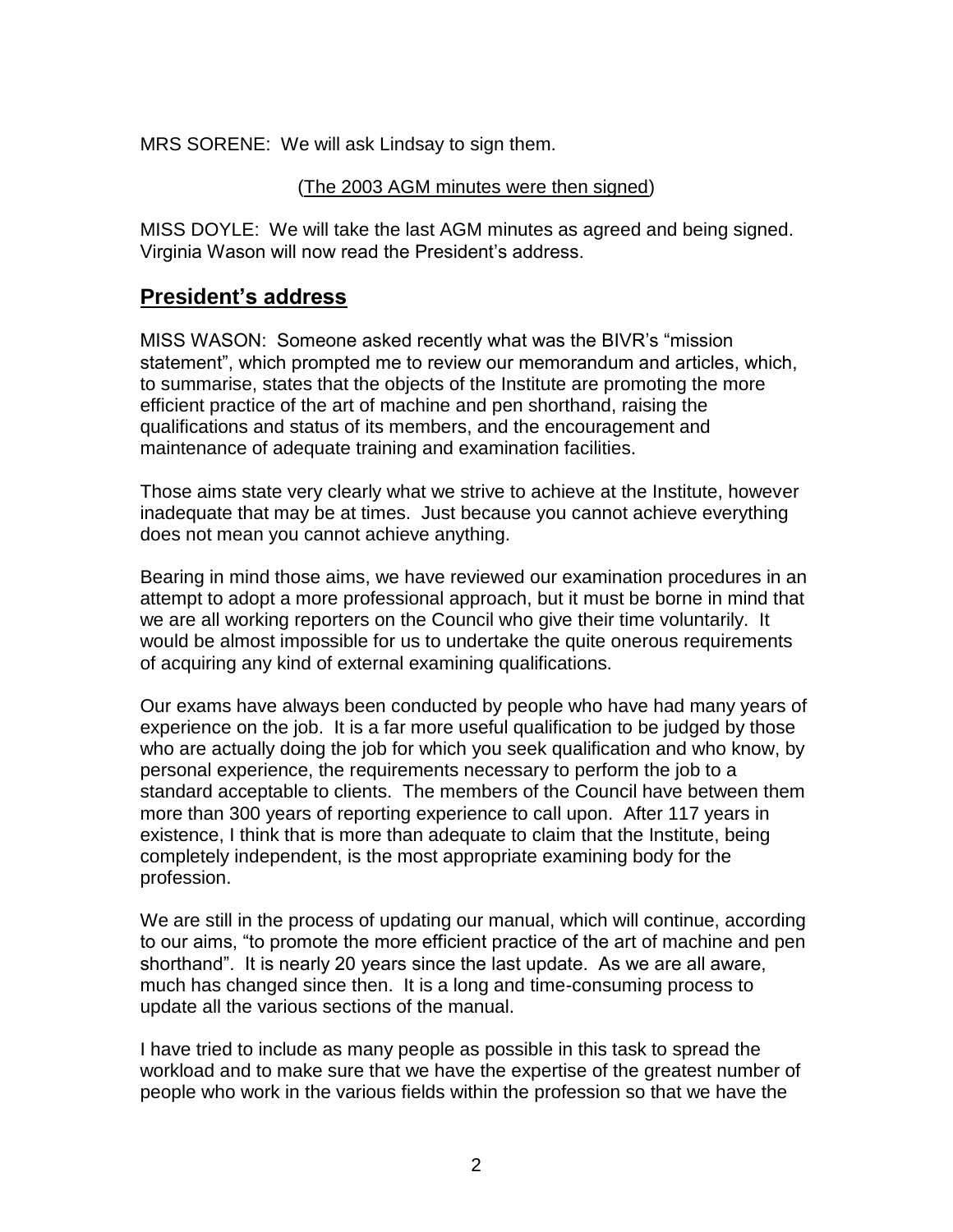MRS SORENE: We will ask Lindsay to sign them.

(The 2003 AGM minutes were then signed)

MISS DOYLE: We will take the last AGM minutes as agreed and being signed. Virginia Wason will now read the President's address.

## President's address

MISS WASON: Someone asked recently what was the BIVR's "mission statement", which prompted me to review our memorandum and articles, which, to summarise, states that the objects of the Institute are promoting the more efficient practice of the art of machine and pen shorthand, raising the qualifications and status of its members, and the encouragement and maintenance of adequate training and examination facilities.

Those aims state very clearly what we strive to achieve at the Institute, however inadequate that may be at times. Just because you cannot achieve everything does not mean you cannot achieve anything.

Bearing in mind those aims, we have reviewed our examination procedures in an attempt to adopt a more professional approach, but it must be borne in mind that we are all working reporters on the Council who give their time voluntarily. It would be almost impossible for us to undertake the quite onerous requirements of acquiring any kind of external examining qualifications.

Our exams have always been conducted by people who have had many years of experience on the job. It is a far more useful qualification to be judged by those who are actually doing the job for which you seek qualification and who know, by personal experience, the requirements necessary to perform the job to a standard acceptable to clients. The members of the Council have between them more than 300 years of reporting experience to call upon. After 117 years in existence, I think that is more than adequate to claim that the Institute, being completely independent, is the most appropriate examining body for the profession.

We are still in the process of updating our manual, which will continue, according to our aims, "to promote the more efficient practice of the art of machine and pen shorthand". It is nearly 20 years since the last update. As we are all aware, much has changed since then. It is a long and time-consuming process to update all the various sections of the manual.

I have tried to include as many people as possible in this task to spread the workload and to make sure that we have the expertise of the greatest number of people who work in the various fields within the profession so that we have the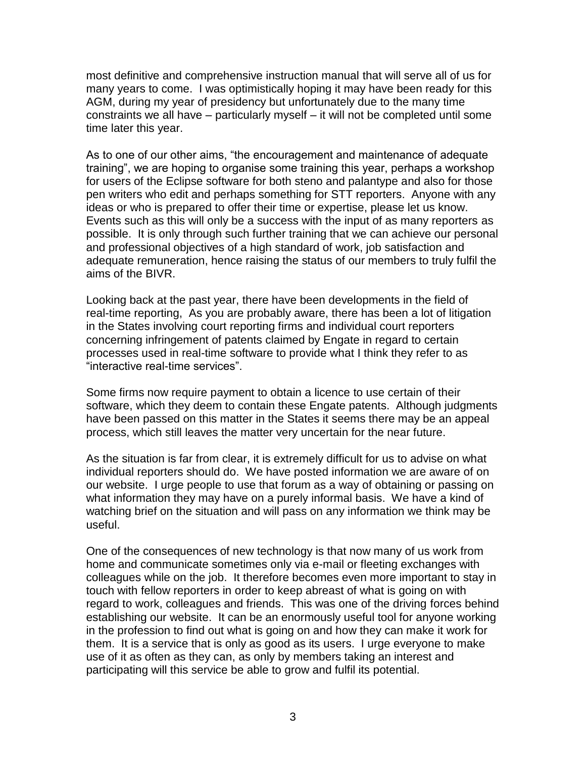most definitive and comprehensive instruction manual that will serve all of us for many years to come. I was optimistically hoping it may have been ready for this AGM, during my year of presidency but unfortunately due to the many time constraints we all have – particularly myself – it will not be completed until some time later this year.

As to one of our other aims, "the encouragement and maintenance of adequate training", we are hoping to organise some training this year, perhaps a workshop for users of the Eclipse software for both steno and palantype and also for those pen writers who edit and perhaps something for STT reporters. Anyone with any ideas or who is prepared to offer their time or expertise, please let us know. Events such as this will only be a success with the input of as many reporters as possible. It is only through such further training that we can achieve our personal and professional objectives of a high standard of work, job satisfaction and adequate remuneration, hence raising the status of our members to truly fulfil the aims of the BIVR.

Looking back at the past year, there have been developments in the field of real-time reporting, As you are probably aware, there has been a lot of litigation in the States involving court reporting firms and individual court reporters concerning infringement of patents claimed by Engate in regard to certain processes used in real-time software to provide what I think they refer to as "interactive real-time services".

Some firms now require payment to obtain a licence to use certain of their software, which they deem to contain these Engate patents. Although judgments have been passed on this matter in the States it seems there may be an appeal process, which still leaves the matter very uncertain for the near future.

As the situation is far from clear, it is extremely difficult for us to advise on what individual reporters should do. We have posted information we are aware of on our website. I urge people to use that forum as a way of obtaining or passing on what information they may have on a purely informal basis. We have a kind of watching brief on the situation and will pass on any information we think may be useful.

One of the consequences of new technology is that now many of us work from home and communicate sometimes only via e-mail or fleeting exchanges with colleagues while on the job. It therefore becomes even more important to stay in touch with fellow reporters in order to keep abreast of what is going on with regard to work, colleagues and friends. This was one of the driving forces behind establishing our website. It can be an enormously useful tool for anyone working in the profession to find out what is going on and how they can make it work for them. It is a service that is only as good as its users. I urge everyone to make use of it as often as they can, as only by members taking an interest and participating will this service be able to grow and fulfil its potential.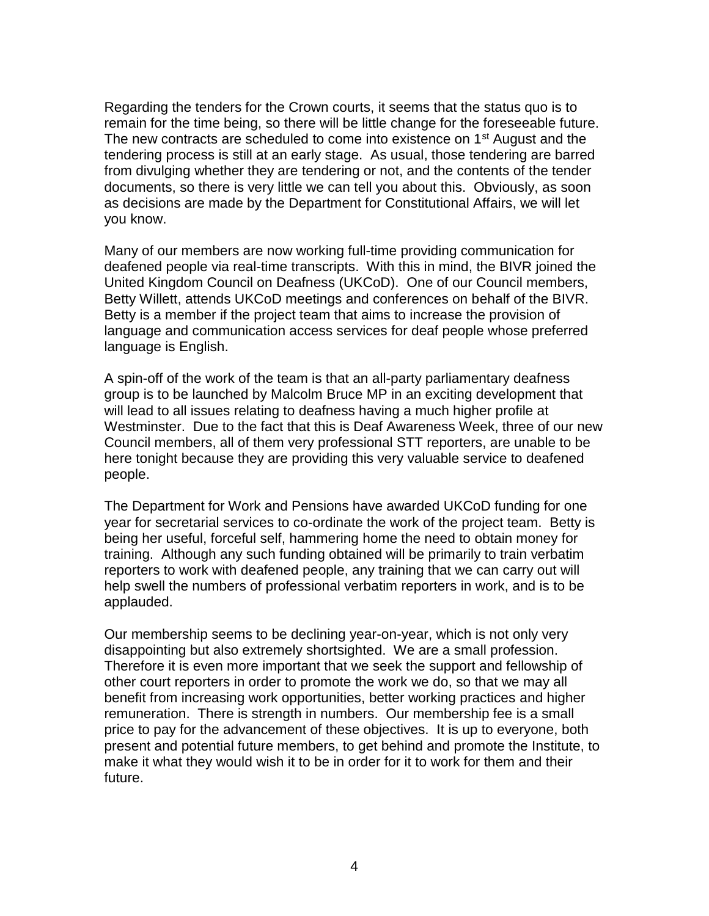Regarding the tenders for the Crown courts, it seems that the status quo is to remain for the time being, so there will be little change for the foreseeable future. The new contracts are scheduled to come into existence on 1st August and the tendering process is still at an early stage. As usual, those tendering are barred from divulging whether they are tendering or not, and the contents of the tender documents, so there is very little we can tell you about this. Obviously, as soon as decisions are made by the Department for Constitutional Affairs, we will let you know.

Many of our members are now working full-time providing communication for deafened people via real-time transcripts. With this in mind, the BIVR joined the United Kingdom Council on Deafness (UKCoD). One of our Council members, Betty Willett, attends UKCoD meetings and conferences on behalf of the BIVR. Betty is a member if the project team that aims to increase the provision of language and communication access services for deaf people whose preferred language is English.

A spin-off of the work of the team is that an all-party parliamentary deafness group is to be launched by Malcolm Bruce MP in an exciting development that will lead to all issues relating to deafness having a much higher profile at Westminster. Due to the fact that this is Deaf Awareness Week, three of our new Council members, all of them very professional STT reporters, are unable to be here tonight because they are providing this very valuable service to deafened people.

The Department for Work and Pensions have awarded UKCoD funding for one year for secretarial services to co-ordinate the work of the project team. Betty is being her useful, forceful self, hammering home the need to obtain money for training. Although any such funding obtained will be primarily to train verbatim reporters to work with deafened people, any training that we can carry out will help swell the numbers of professional verbatim reporters in work, and is to be applauded.

Our membership seems to be declining year-on-year, which is not only very disappointing but also extremely shortsighted. We are a small profession. Therefore it is even more important that we seek the support and fellowship of other court reporters in order to promote the work we do, so that we may all benefit from increasing work opportunities, better working practices and higher remuneration. There is strength in numbers. Our membership fee is a small price to pay for the advancement of these objectives. It is up to everyone, both present and potential future members, to get behind and promote the Institute, to make it what they would wish it to be in order for it to work for them and their future.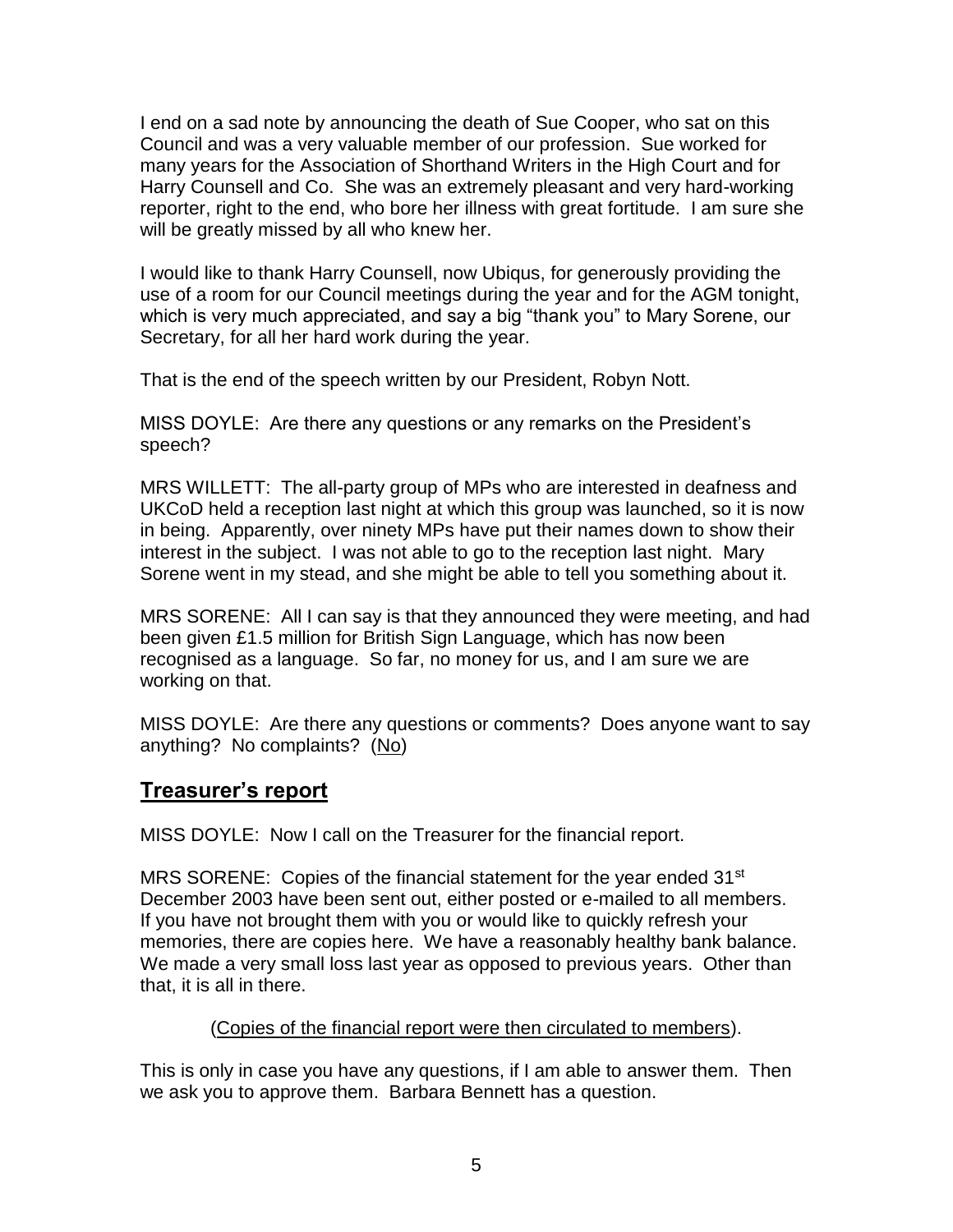I end on a sad note by announcing the death of Sue Cooper, who sat on this Council and was a very valuable member of our profession. Sue worked for many years for the Association of Shorthand Writers in the High Court and for Harry Counsell and Co. She was an extremely pleasant and very hard-working reporter, right to the end, who bore her illness with great fortitude. I am sure she will be greatly missed by all who knew her.

I would like to thank Harry Counsell, now Ubiqus, for generously providing the use of a room for our Council meetings during the year and for the AGM tonight, which is very much appreciated, and say a big "thank you" to Mary Sorene, our Secretary, for all her hard work during the year.

That is the end of the speech written by our President, Robyn Nott.

MISS DOYLE: Are there any questions or any remarks on the President's speech?

MRS WILLETT: The all-party group of MPs who are interested in deafness and UKCoD held a reception last night at which this group was launched, so it is now in being. Apparently, over ninety MPs have put their names down to show their interest in the subject. I was not able to go to the reception last night. Mary Sorene went in my stead, and she might be able to tell you something about it.

MRS SORENE: All I can say is that they announced they were meeting, and had been given £1.5 million for British Sign Language, which has now been recognised as a language. So far, no money for us, and I am sure we are working on that.

MISS DOYLE: Are there any questions or comments? Does anyone want to say anything? No complaints? (No)

## Treasurer's report

MISS DOYLE: Now I call on the Treasurer for the financial report.

MRS SORENE: Copies of the financial statement for the year ended 31st December 2003 have been sent out, either posted or e-mailed to all members. If you have not brought them with you or would like to quickly refresh your memories, there are copies here. We have a reasonably healthy bank balance. We made a very small loss last year as opposed to previous years. Other than that, it is all in there.

(Copies of the financial report were then circulated to members).

This is only in case you have any questions, if I am able to answer them. Then we ask you to approve them. Barbara Bennett has a question.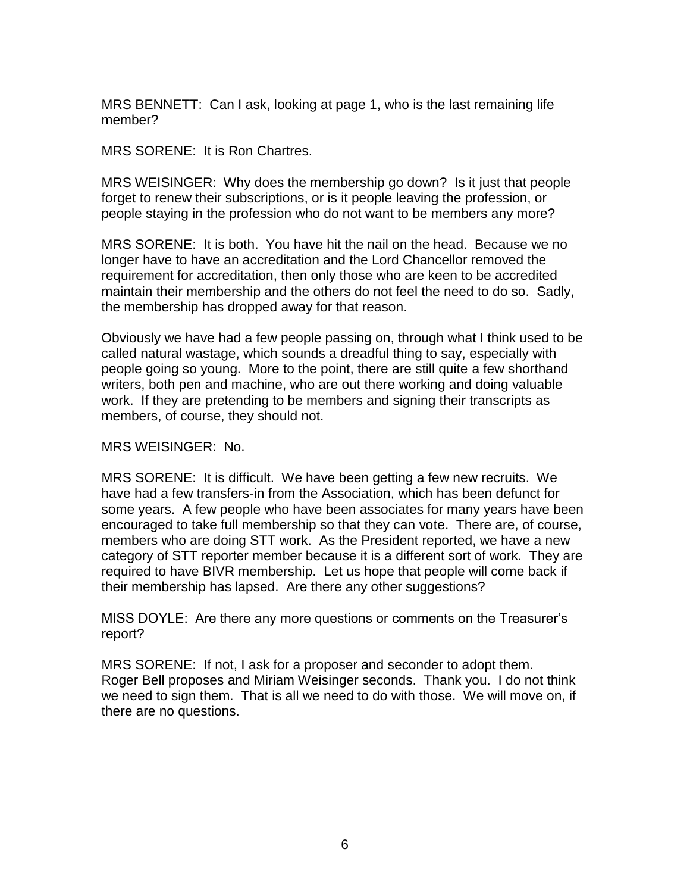MRS BENNETT: Can I ask, looking at page 1, who is the last remaining life member?

MRS SORENE: It is Ron Chartres.

MRS WEISINGER: Why does the membership go down? Is it just that people forget to renew their subscriptions, or is it people leaving the profession, or people staying in the profession who do not want to be members any more?

MRS SORENE: It is both. You have hit the nail on the head. Because we no longer have to have an accreditation and the Lord Chancellor removed the requirement for accreditation, then only those who are keen to be accredited maintain their membership and the others do not feel the need to do so. Sadly, the membership has dropped away for that reason.

Obviously we have had a few people passing on, through what I think used to be called natural wastage, which sounds a dreadful thing to say, especially with people going so young. More to the point, there are still quite a few shorthand writers, both pen and machine, who are out there working and doing valuable work. If they are pretending to be members and signing their transcripts as members, of course, they should not.

MRS WEISINGER: No.

MRS SORENE: It is difficult. We have been getting a few new recruits. We have had a few transfers-in from the Association, which has been defunct for some years. A few people who have been associates for many years have been encouraged to take full membership so that they can vote. There are, of course, members who are doing STT work. As the President reported, we have a new category of STT reporter member because it is a different sort of work. They are required to have BIVR membership. Let us hope that people will come back if their membership has lapsed. Are there any other suggestions?

MISS DOYLE: Are there any more questions or comments on the Treasurer's report?

MRS SORENE: If not, I ask for a proposer and seconder to adopt them. Roger Bell proposes and Miriam Weisinger seconds. Thank you. I do not think we need to sign them. That is all we need to do with those. We will move on, if there are no questions.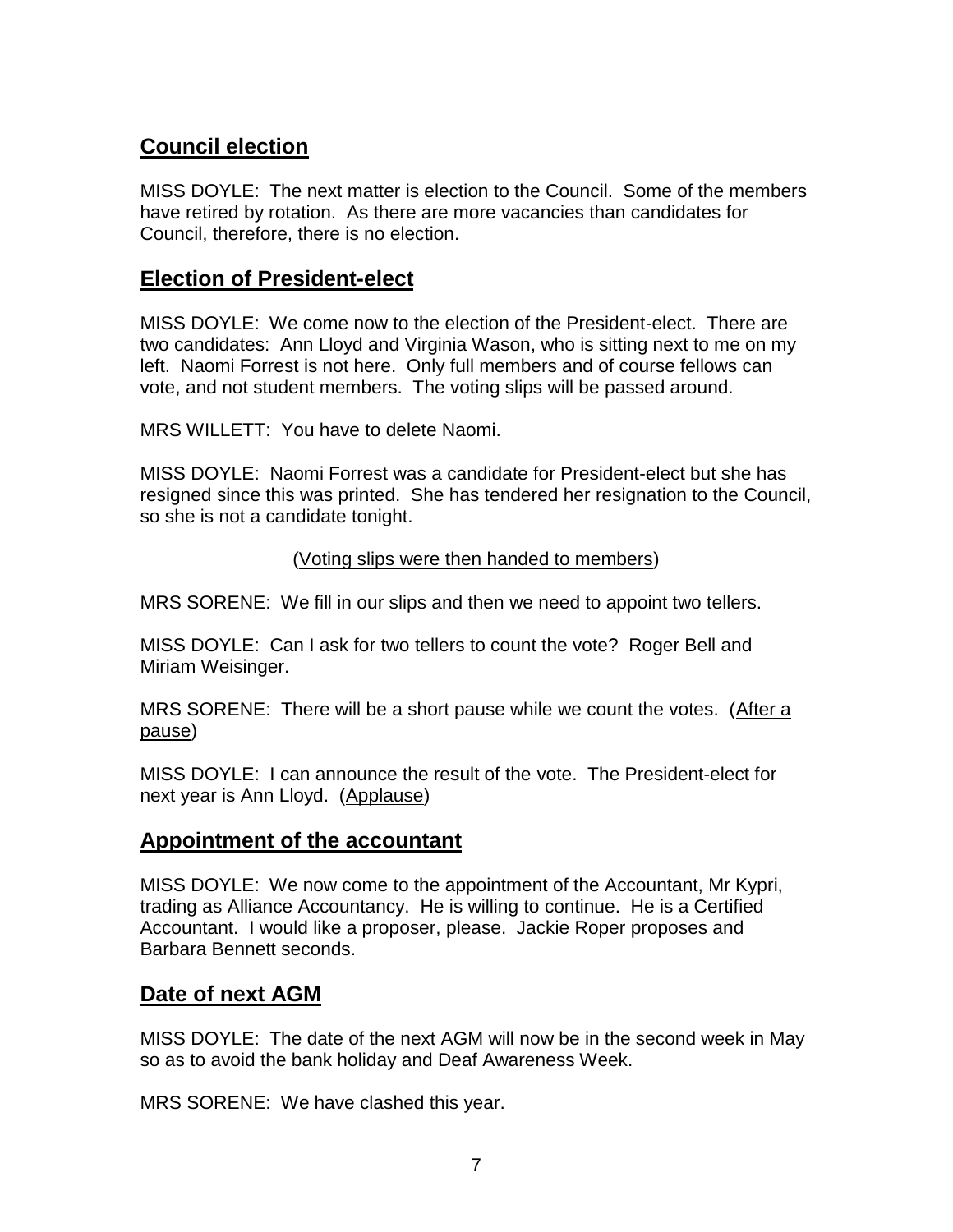## Council election

MISS DOYLE: The next matter is election to the Council. Some of the members have retired by rotation. As there are more vacancies than candidates for Council, therefore, there is no election.

## Election of President-elect

MISS DOYLE: We come now to the election of the President-elect. There are two candidates: Ann Lloyd and Virginia Wason, who is sitting next to me on my left. Naomi Forrest is not here. Only full members and of course fellows can vote, and not student members. The voting slips will be passed around.

MRS WILLETT: You have to delete Naomi.

MISS DOYLE: Naomi Forrest was a candidate for President-elect but she has resigned since this was printed. She has tendered her resignation to the Council, so she is not a candidate tonight.

(Voting slips were then handed to members)

MRS SORENE: We fill in our slips and then we need to appoint two tellers.

MISS DOYLE: Can I ask for two tellers to count the vote? Roger Bell and Miriam Weisinger.

MRS SORENE: There will be a short pause while we count the votes. (After a pause)

MISS DOYLE: I can announce the result of the vote. The President-elect for next year is Ann Lloyd. (Applause)

## Appointment of the accountant

MISS DOYLE: We now come to the appointment of the Accountant, Mr Kypri, trading as Alliance Accountancy. He is willing to continue. He is a Certified Accountant. I would like a proposer, please. Jackie Roper proposes and Barbara Bennett seconds.

## Date of next AGM

MISS DOYLE: The date of the next AGM will now be in the second week in May so as to avoid the bank holiday and Deaf Awareness Week.

MRS SORENE: We have clashed this year.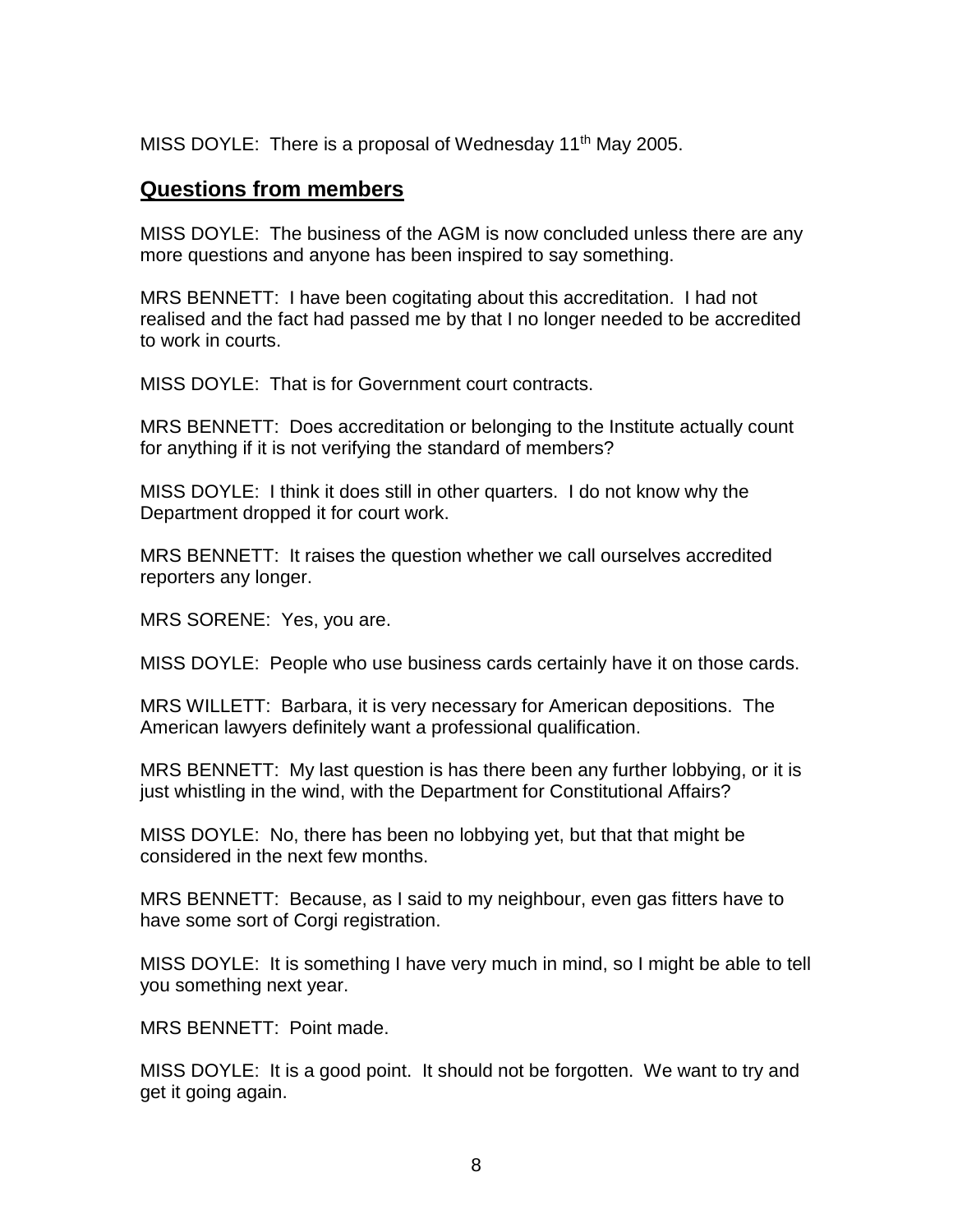MISS DOYLE: There is a proposal of Wednesday 11th May 2005.

## Questions from members

MISS DOYLE: The business of the AGM is now concluded unless there are any more questions and anyone has been inspired to say something.

MRS BENNETT: I have been cogitating about this accreditation. I had not realised and the fact had passed me by that I no longer needed to be accredited to work in courts.

MISS DOYLE: That is for Government court contracts.

MRS BENNETT: Does accreditation or belonging to the Institute actually count for anything if it is not verifying the standard of members?

MISS DOYLE: I think it does still in other quarters. I do not know why the Department dropped it for court work.

MRS BENNETT: It raises the question whether we call ourselves accredited reporters any longer.

MRS SORENE: Yes, you are.

MISS DOYLE: People who use business cards certainly have it on those cards.

MRS WILLETT: Barbara, it is very necessary for American depositions. The American lawyers definitely want a professional qualification.

MRS BENNETT: My last question is has there been any further lobbying, or it is just whistling in the wind, with the Department for Constitutional Affairs?

MISS DOYLE: No, there has been no lobbying yet, but that that might be considered in the next few months.

MRS BENNETT: Because, as I said to my neighbour, even gas fitters have to have some sort of Corgi registration.

MISS DOYLE: It is something I have very much in mind, so I might be able to tell you something next year.

MRS BENNETT: Point made.

MISS DOYLE: It is a good point. It should not be forgotten. We want to try and get it going again.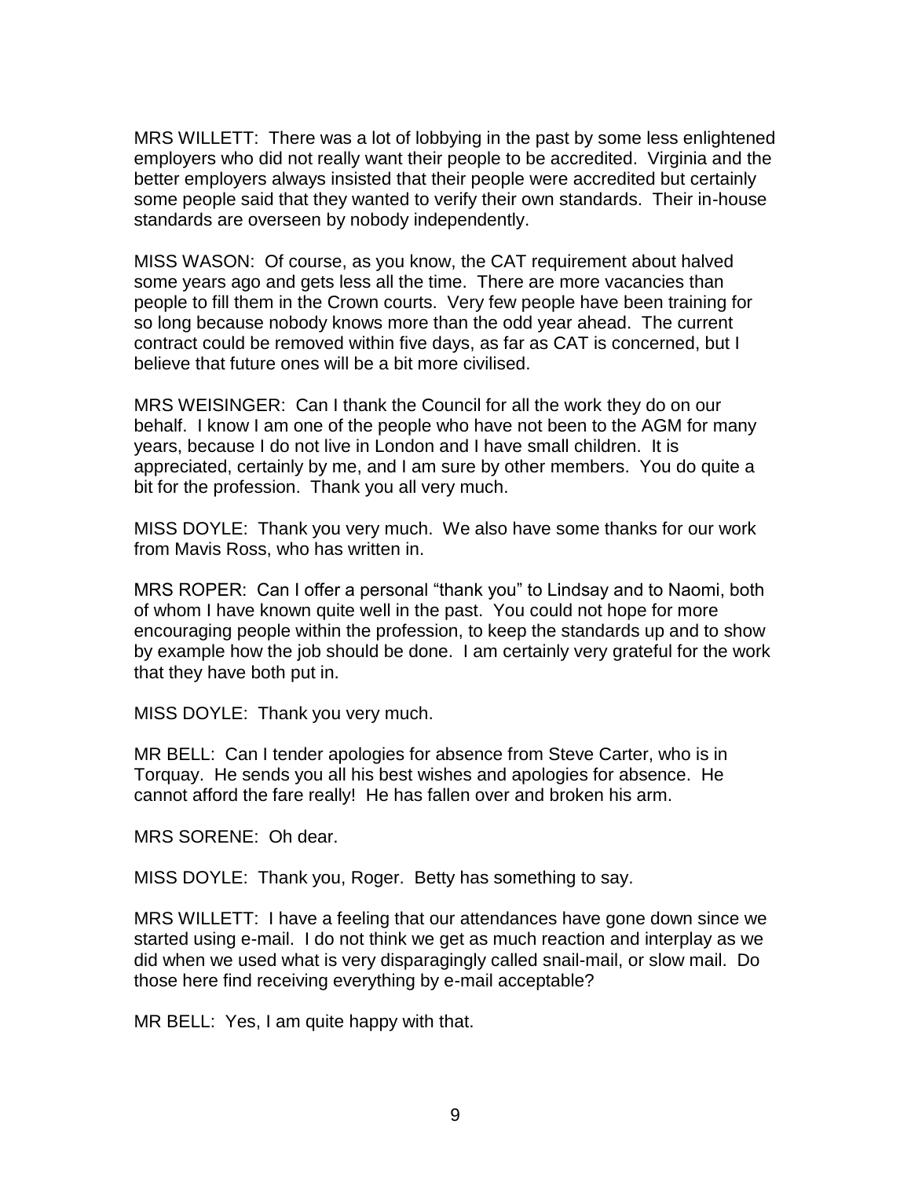MRS WILLETT: There was a lot of lobbying in the past by some less enlightened employers who did not really want their people to be accredited. Virginia and the better employers always insisted that their people were accredited but certainly some people said that they wanted to verify their own standards. Their in-house standards are overseen by nobody independently.

MISS WASON: Of course, as you know, the CAT requirement about halved some years ago and gets less all the time. There are more vacancies than people to fill them in the Crown courts. Very few people have been training for so long because nobody knows more than the odd year ahead. The current contract could be removed within five days, as far as CAT is concerned, but I believe that future ones will be a bit more civilised.

MRS WEISINGER: Can I thank the Council for all the work they do on our behalf. I know I am one of the people who have not been to the AGM for many years, because I do not live in London and I have small children. It is appreciated, certainly by me, and I am sure by other members. You do quite a bit for the profession. Thank you all very much.

MISS DOYLE: Thank you very much. We also have some thanks for our work from Mavis Ross, who has written in.

MRS ROPER: Can I offer a personal "thank you" to Lindsay and to Naomi, both of whom I have known quite well in the past. You could not hope for more encouraging people within the profession, to keep the standards up and to show by example how the job should be done. I am certainly very grateful for the work that they have both put in.

MISS DOYLE: Thank you very much.

MR BELL: Can I tender apologies for absence from Steve Carter, who is in Torquay. He sends you all his best wishes and apologies for absence. He cannot afford the fare really! He has fallen over and broken his arm.

MRS SORENE: Oh dear.

MISS DOYLE: Thank you, Roger. Betty has something to say.

MRS WILLETT: I have a feeling that our attendances have gone down since we started using e-mail. I do not think we get as much reaction and interplay as we did when we used what is very disparagingly called snail-mail, or slow mail. Do those here find receiving everything by e-mail acceptable?

MR BELL: Yes, I am quite happy with that.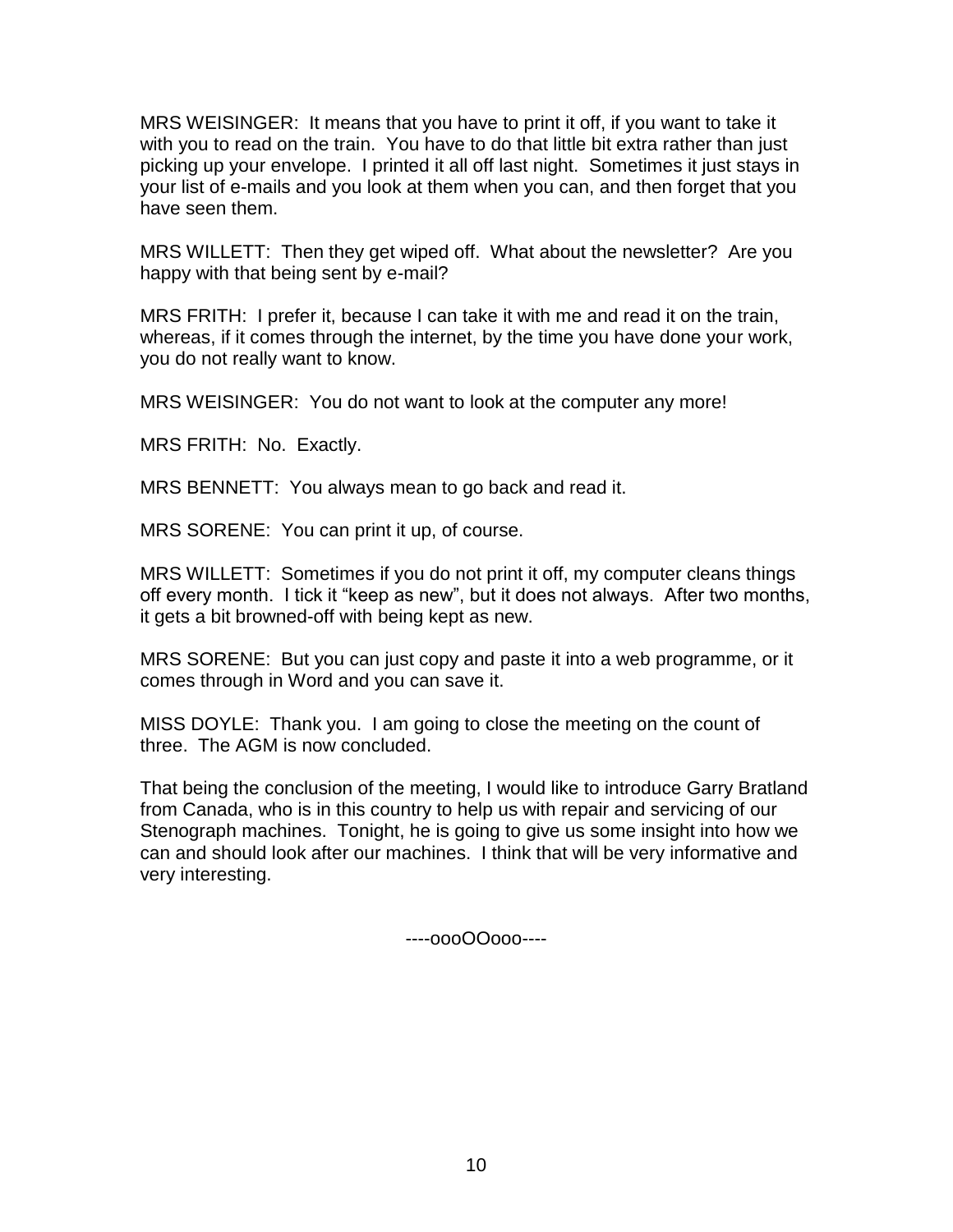MRS WEISINGER: It means that you have to print it off, if you want to take it with you to read on the train. You have to do that little bit extra rather than just picking up your envelope. I printed it all off last night. Sometimes it just stays in your list of e-mails and you look at them when you can, and then forget that you have seen them.

MRS WILLETT: Then they get wiped off. What about the newsletter? Are you happy with that being sent by e-mail?

MRS FRITH: I prefer it, because I can take it with me and read it on the train, whereas, if it comes through the internet, by the time you have done your work, you do not really want to know.

MRS WEISINGER: You do not want to look at the computer any more!

MRS FRITH: No. Exactly.

MRS BENNETT: You always mean to go back and read it.

MRS SORENE: You can print it up, of course.

MRS WILLETT: Sometimes if you do not print it off, my computer cleans things off every month. I tick it "keep as new", but it does not always. After two months, it gets a bit browned-off with being kept as new.

MRS SORENE: But you can just copy and paste it into a web programme, or it comes through in Word and you can save it.

MISS DOYLE: Thank you. I am going to close the meeting on the count of three. The AGM is now concluded.

That being the conclusion of the meeting, I would like to introduce Garry Bratland from Canada, who is in this country to help us with repair and servicing of our Stenograph machines. Tonight, he is going to give us some insight into how we can and should look after our machines. I think that will be very informative and very interesting.

----oooOOooo----